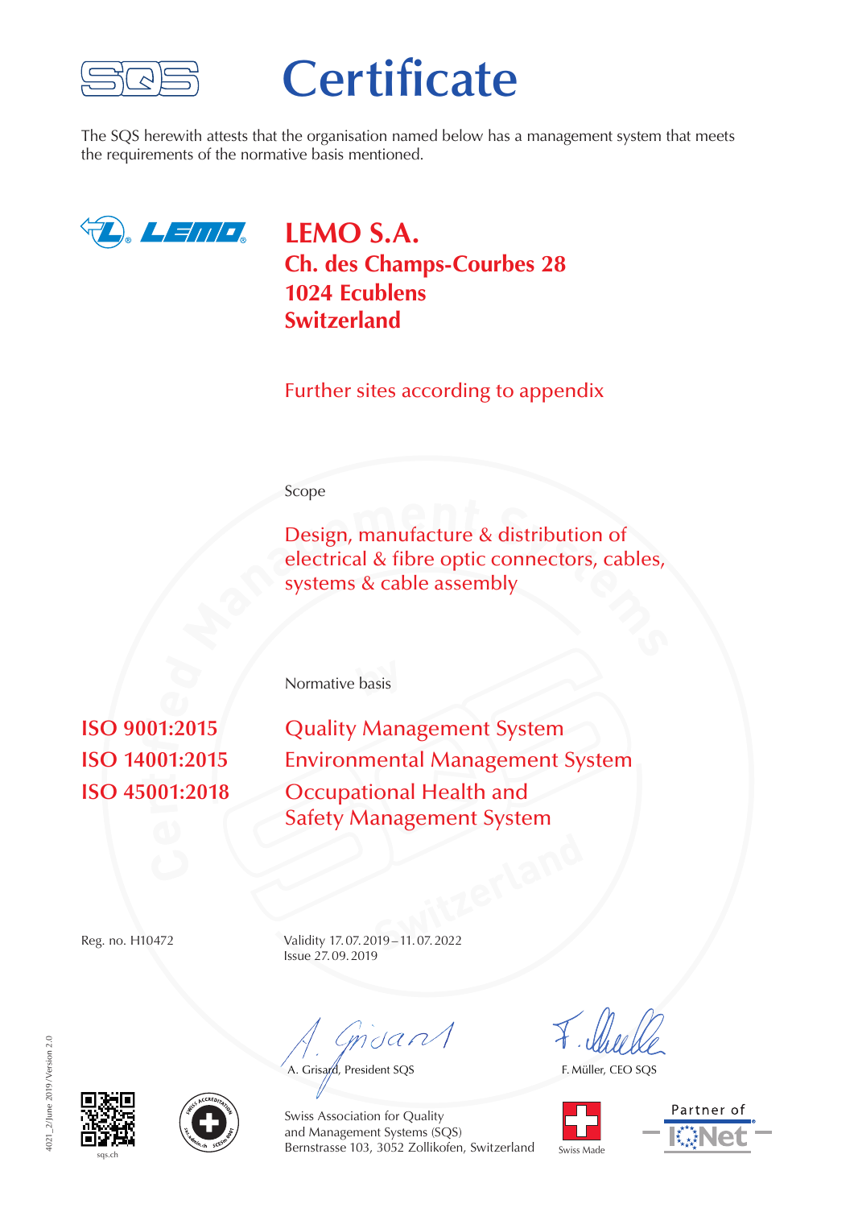# Certificate

The SQS herewith attests that the organisation named below has a management system that meets the requirements of the normative basis mentioned.

**LEMO S.A.**
**Ch. des Champs-Courbes 28**
**1024 Ecublens**
**Switzerland**

Further sites according to appendix

Scope

Design, manufacture & distribution of electrical & fibre optic connectors, cables, systems & cable assembly

Normative basis

| | |
|---|---|
| **ISO 9001:2015** | Quality Management System |
| **ISO 14001:2015** | Environmental Management System |
| **ISO 45001:2018** | Occupational Health and Safety Management System |

Reg. no. H10472

Validity 17. 07. 2019 – 11. 07. 2022
Issue 27. 09. 2019

A. Grisard, President SQS

F. Müller, CEO SQS

sqs.ch

Swiss Association for Quality and Management Systems (SQS)
Bernstrasse 103, 3052 Zollikofen, Switzerland

Swiss Made

Partner of IQNet

4021_2/June 2019/Version 2.0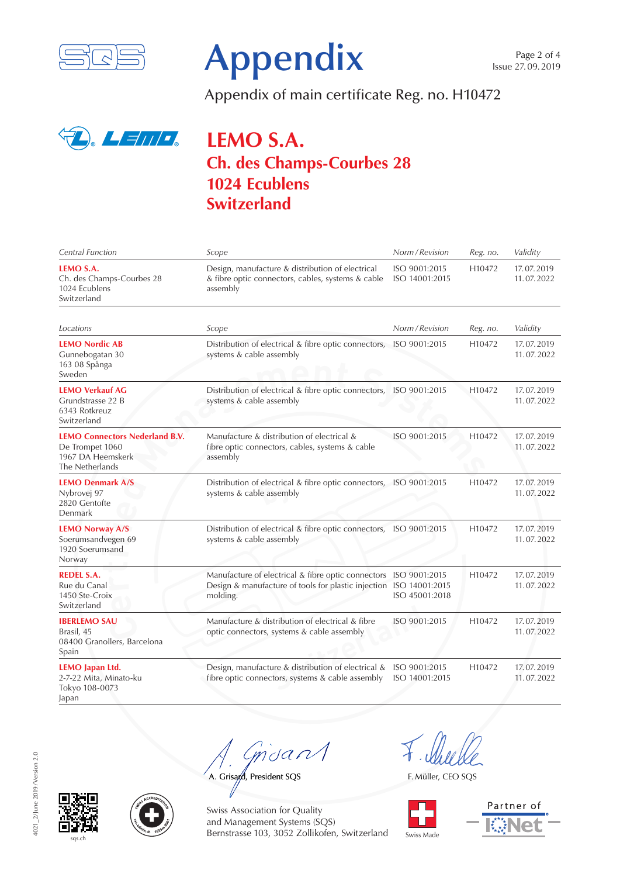# Appendix

Issue 27. 09. 2019

Appendix of main certificate Reg. no. H10472

## LEMO S.A.
## Ch. des Champs-Courbes 28
## 1024 Ecublens
## Switzerland

| *Central Function* | *Scope* | *Norm / Revision* | *Reg. no.* | *Validity* |
|---|---|---|---|---|
| **LEMO S.A.** Ch. des Champs-Courbes 28 1024 Ecublens Switzerland | Design, manufacture & distribution of electrical & fibre optic connectors, cables, systems & cable assembly | ISO 9001:2015 ISO 14001:2015 | H10472 | 17. 07. 2019 11. 07. 2022 |

| *Locations* | *Scope* | *Norm / Revision* | *Reg. no.* | *Validity* |
|---|---|---|---|---|
| **LEMO Nordic AB** Gunnebogatan 30 163 08 Spånga Sweden | Distribution of electrical & fibre optic connectors, systems & cable assembly | ISO 9001:2015 | H10472 | 17. 07. 2019 11. 07. 2022 |
| **LEMO Verkauf AG** Grundstrasse 22 B 6343 Rotkreuz Switzerland | Distribution of electrical & fibre optic connectors, systems & cable assembly | ISO 9001:2015 | H10472 | 17. 07. 2019 11. 07. 2022 |
| **LEMO Connectors Nederland B.V.** De Trompet 1060 1967 DA Heemskerk The Netherlands | Manufacture & distribution of electrical & fibre optic connectors, cables, systems & cable assembly | ISO 9001:2015 | H10472 | 17. 07. 2019 11. 07. 2022 |
| **LEMO Denmark A/S** Nybrovej 97 2820 Gentofte Denmark | Distribution of electrical & fibre optic connectors, systems & cable assembly | ISO 9001:2015 | H10472 | 17. 07. 2019 11. 07. 2022 |
| **LEMO Norway A/S** Soerumsandvegen 69 1920 Soerumsand Norway | Distribution of electrical & fibre optic connectors, systems & cable assembly | ISO 9001:2015 | H10472 | 17. 07. 2019 11. 07. 2022 |
| **REDEL S.A.** Rue du Canal 1450 Ste-Croix Switzerland | Manufacture of electrical & fibre optic connectors Design & manufacture of tools for plastic injection molding. | ISO 9001:2015 ISO 14001:2015 ISO 45001:2018 | H10472 | 17. 07. 2019 11. 07. 2022 |
| **IBERLEMO SAU** Brasil, 45 08400 Granollers, Barcelona Spain | Manufacture & distribution of electrical & fibre optic connectors, systems & cable assembly | ISO 9001:2015 | H10472 | 17. 07. 2019 11. 07. 2022 |
| **LEMO Japan Ltd.** 2-7-22 Mita, Minato-ku Tokyo 108-0073 Japan | Design, manufacture & distribution of electrical & fibre optic connectors, systems & cable assembly | ISO 9001:2015 ISO 14001:2015 | H10472 | 17. 07. 2019 11. 07. 2022 |

A. Grisard, President SQS

F. Müller, CEO SQS

Swiss Association for Quality and Management Systems (SQS)
Bernstrasse 103, 3052 Zollikofen, Switzerland

sqs.ch

Swiss Made

Partner of IQNet

4021_2/June 2019/Version 2.0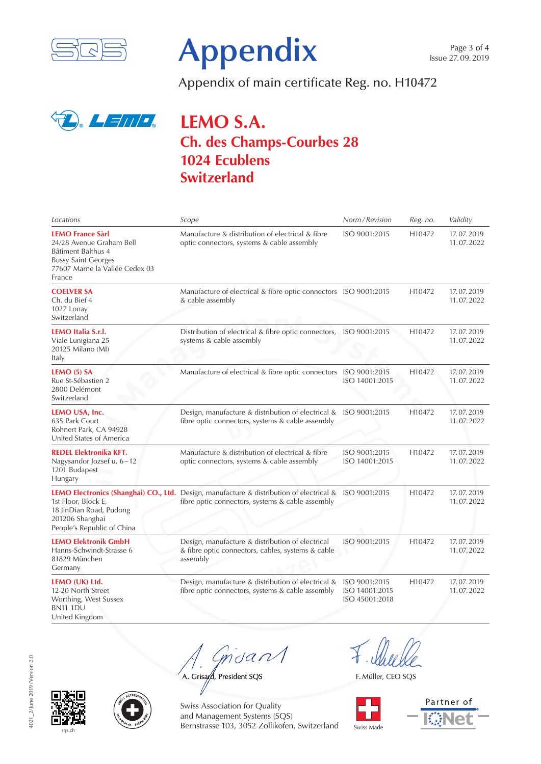# Appendix

Issue 27. 09. 2019

Appendix of main certificate Reg. no. H10472

## LEMO S.A.
## Ch. des Champs-Courbes 28
## 1024 Ecublens
## Switzerland

| *Locations* | *Scope* | *Norm / Revision* | *Reg. no.* | *Validity* |
|---|---|---|---|---|
| **LEMO France Sàrl** 24/28 Avenue Graham Bell Bâtiment Balthus 4 Bussy Saint Georges 77607 Marne la Vallée Cedex 03 France | Manufacture & distribution of electrical & fibre optic connectors, systems & cable assembly | ISO 9001:2015 | H10472 | 17. 07. 2019 11. 07. 2022 |
| **COELVER SA** Ch. du Bief 4 1027 Lonay Switzerland | Manufacture of electrical & fibre optic connectors & cable assembly | ISO 9001:2015 | H10472 | 17. 07. 2019 11. 07. 2022 |
| **LEMO Italia S.r.l.** Viale Lunigiana 25 20125 Milano (MI) Italy | Distribution of electrical & fibre optic connectors, systems & cable assembly | ISO 9001:2015 | H10472 | 17. 07. 2019 11. 07. 2022 |
| **LEMO (5) SA** Rue St-Sébastien 2 2800 Delémont Switzerland | Manufacture of electrical & fibre optic connectors | ISO 9001:2015 ISO 14001:2015 | H10472 | 17. 07. 2019 11. 07. 2022 |
| **LEMO USA, Inc.** 635 Park Court Rohnert Park, CA 94928 United States of America | Design, manufacture & distribution of electrical & fibre optic connectors, systems & cable assembly | ISO 9001:2015 | H10472 | 17. 07. 2019 11. 07. 2022 |
| **REDEL Elektronika KFT.** Nagysandor Jozsef u. 6 – 12 1201 Budapest Hungary | Manufacture & distribution of electrical & fibre optic connectors, systems & cable assembly | ISO 9001:2015 ISO 14001:2015 | H10472 | 17. 07. 2019 11. 07. 2022 |
| **LEMO Electronics (Shanghai) CO., Ltd.** 1st Floor, Block E, 18 JinDian Road, Pudong 201206 Shanghai People's Republic of China | Design, manufacture & distribution of electrical & fibre optic connectors, systems & cable assembly | ISO 9001:2015 | H10472 | 17. 07. 2019 11. 07. 2022 |
| **LEMO Elektronik GmbH** Hanns-Schwindt-Strasse 6 81829 München Germany | Design, manufacture & distribution of electrical & fibre optic connectors, cables, systems & cable assembly | ISO 9001:2015 | H10472 | 17. 07. 2019 11. 07. 2022 |
| **LEMO (UK) Ltd.** 12-20 North Street Worthing, West Sussex BN11 1DU United Kingdom | Design, manufacture & distribution of electrical & fibre optic connectors, systems & cable assembly | ISO 9001:2015 ISO 14001:2015 ISO 45001:2018 | H10472 | 17. 07. 2019 11. 07. 2022 |

A. Grisard, President SQS

F. Müller, CEO SQS

Swiss Association for Quality and Management Systems (SQS)
Bernstrasse 103, 3052 Zollikofen, Switzerland

Swiss Made

Partner of IQNet

sqs.ch

4021_2/June 2019/Version 2.0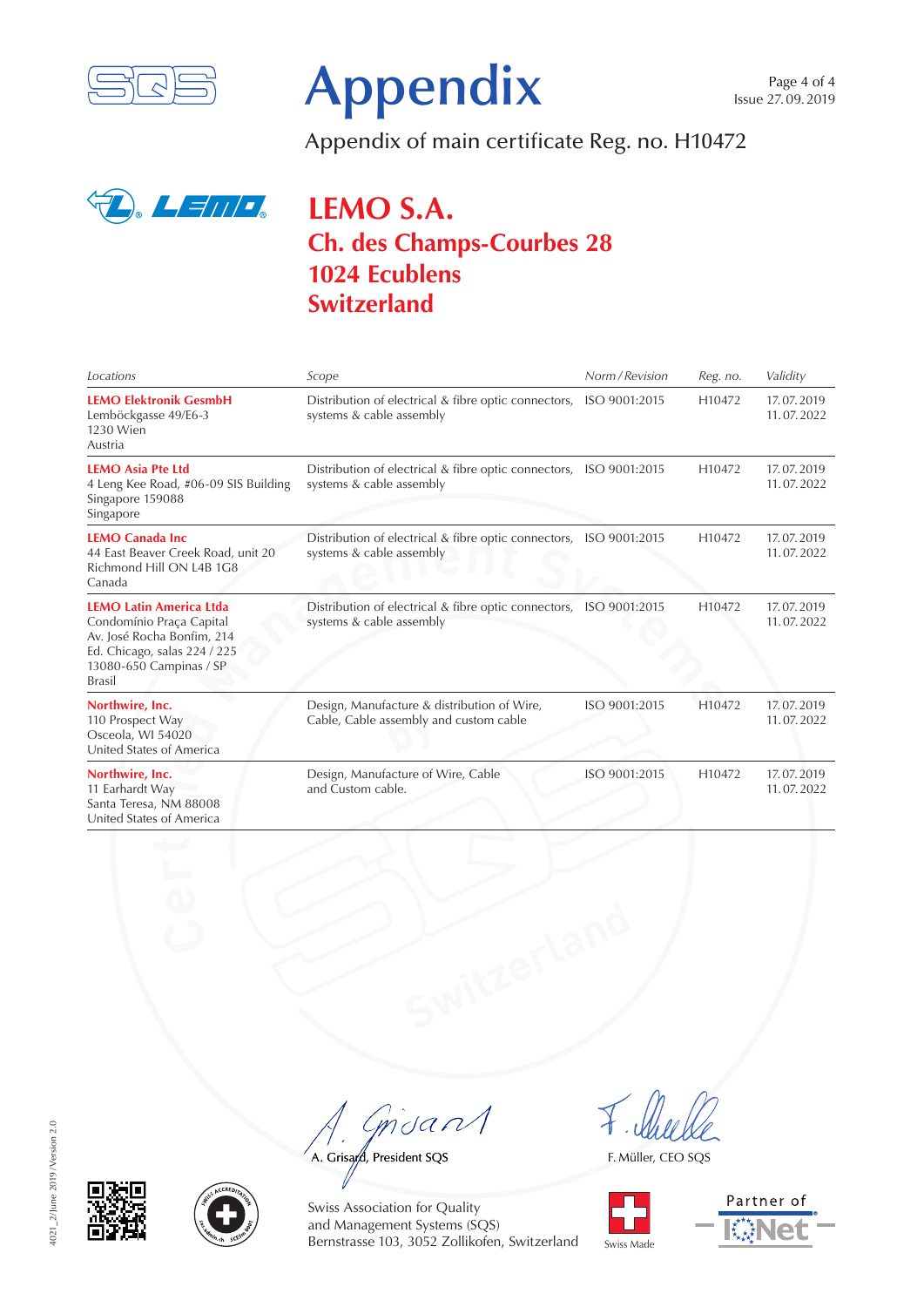# Appendix

Appendix of main certificate Reg. no. H10472

Issue 27.09.2019

## LEMO S.A.
## Ch. des Champs-Courbes 28
## 1024 Ecublens
## Switzerland

| *Locations* | *Scope* | *Norm / Revision* | *Reg. no.* | *Validity* |
|---|---|---|---|---|
| **LEMO Elektronik GesmbH**<br>Lemböckgasse 49/E6-3<br>1230 Wien<br>Austria | Distribution of electrical & fibre optic connectors, systems & cable assembly | ISO 9001:2015 | H10472 | 17.07.2019<br>11.07.2022 |
| **LEMO Asia Pte Ltd**<br>4 Leng Kee Road, #06-09 SIS Building<br>Singapore 159088<br>Singapore | Distribution of electrical & fibre optic connectors, systems & cable assembly | ISO 9001:2015 | H10472 | 17.07.2019<br>11.07.2022 |
| **LEMO Canada Inc**<br>44 East Beaver Creek Road, unit 20<br>Richmond Hill ON L4B 1G8<br>Canada | Distribution of electrical & fibre optic connectors, systems & cable assembly | ISO 9001:2015 | H10472 | 17.07.2019<br>11.07.2022 |
| **LEMO Latin America Ltda**<br>Condomínio Praça Capital<br>Av. José Rocha Bonfim, 214<br>Ed. Chicago, salas 224 / 225<br>13080-650 Campinas / SP<br>Brasil | Distribution of electrical & fibre optic connectors, systems & cable assembly | ISO 9001:2015 | H10472 | 17.07.2019<br>11.07.2022 |
| **Northwire, Inc.**<br>110 Prospect Way<br>Osceola, WI 54020<br>United States of America | Design, Manufacture & distribution of Wire, Cable, Cable assembly and custom cable | ISO 9001:2015 | H10472 | 17.07.2019<br>11.07.2022 |
| **Northwire, Inc.**<br>11 Earhardt Way<br>Santa Teresa, NM 88008<br>United States of America | Design, Manufacture of Wire, Cable and Custom cable. | ISO 9001:2015 | H10472 | 17.07.2019<br>11.07.2022 |

A. Grisard, President SQS

F. Müller, CEO SQS

Swiss Association for Quality and Management Systems (SQS)
Bernstrasse 103, 3052 Zollikofen, Switzerland

Swiss Made

Partner of IQNet

4021_2/June 2019/Version 2.0